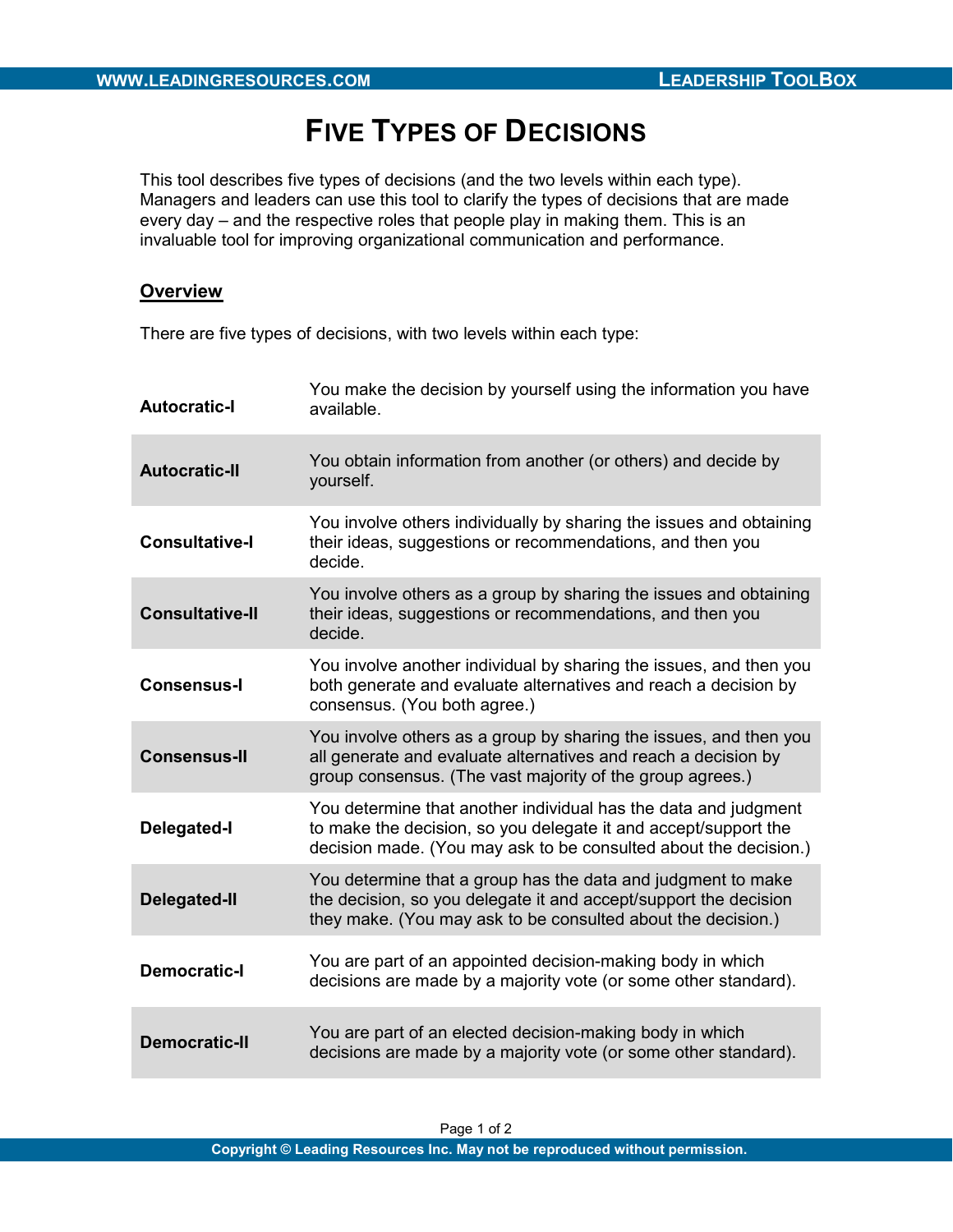# Five Types of Decisions

This tool describes five types of decisions (and the two levels within each type). Managers and leaders can use this tool to clarify the types of decisions that are made every day – and the respective roles that people play in making them. This is an invaluable tool for improving organizational communication and performance.

## Overview

There are five types of decisions, with two levels within each type:

| | |
|---|---|
| **Autocratic-I** | You make the decision by yourself using the information you have available. |
| **Autocratic-II** | You obtain information from another (or others) and decide by yourself. |
| **Consultative-I** | You involve others individually by sharing the issues and obtaining their ideas, suggestions or recommendations, and then you decide. |
| **Consultative-II** | You involve others as a group by sharing the issues and obtaining their ideas, suggestions or recommendations, and then you decide. |
| **Consensus-I** | You involve another individual by sharing the issues, and then you both generate and evaluate alternatives and reach a decision by consensus. (You both agree.) |
| **Consensus-II** | You involve others as a group by sharing the issues, and then you all generate and evaluate alternatives and reach a decision by group consensus. (The vast majority of the group agrees.) |
| **Delegated-I** | You determine that another individual has the data and judgment to make the decision, so you delegate it and accept/support the decision made. (You may ask to be consulted about the decision.) |
| **Delegated-II** | You determine that a group has the data and judgment to make the decision, so you delegate it and accept/support the decision they make. (You may ask to be consulted about the decision.) |
| **Democratic-I** | You are part of an appointed decision-making body in which decisions are made by a majority vote (or some other standard). |
| **Democratic-II** | You are part of an elected decision-making body in which decisions are made by a majority vote (or some other standard). |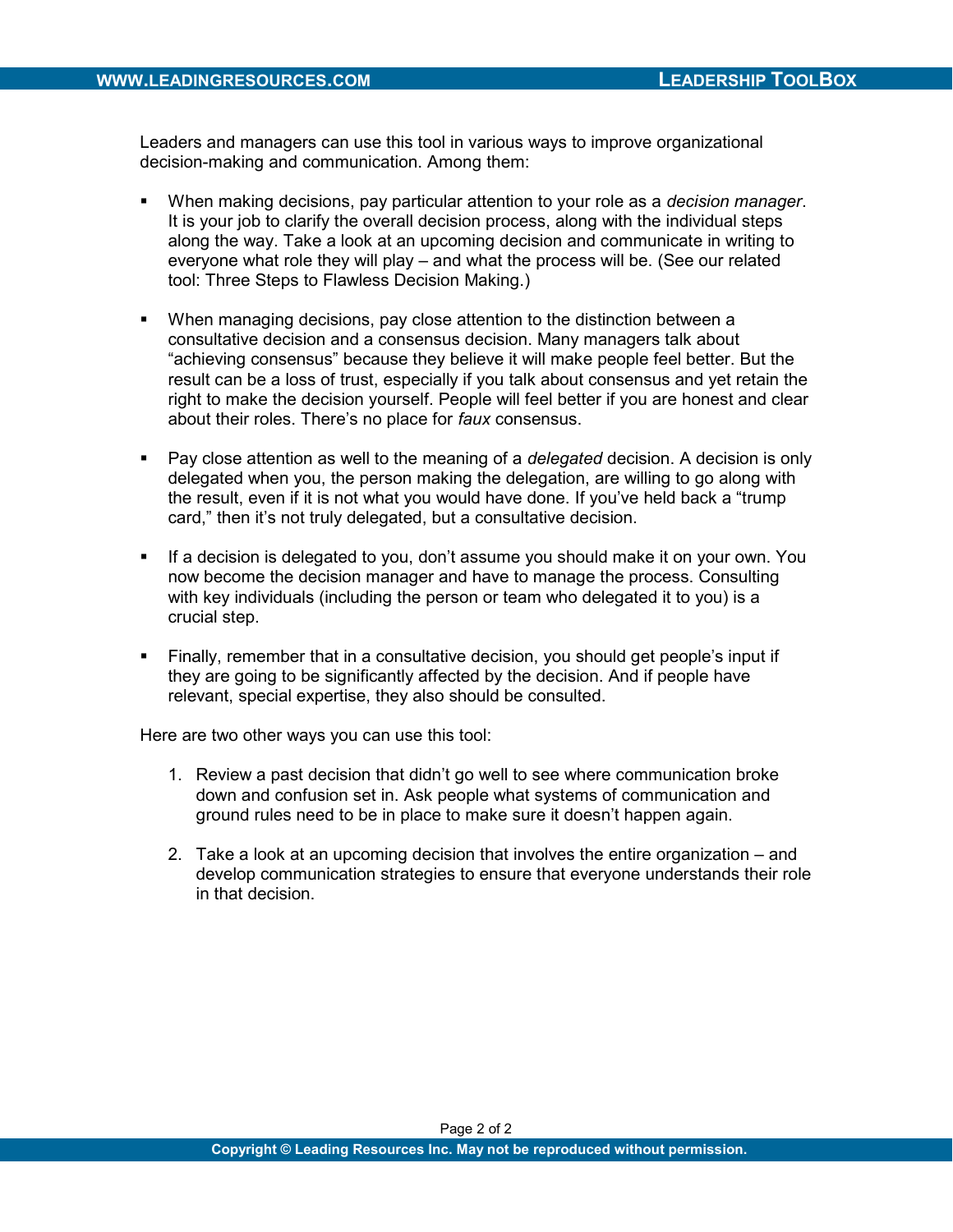Leaders and managers can use this tool in various ways to improve organizational decision-making and communication. Among them:

- When making decisions, pay particular attention to your role as a *decision manager*. It is your job to clarify the overall decision process, along with the individual steps along the way. Take a look at an upcoming decision and communicate in writing to everyone what role they will play – and what the process will be. (See our related tool: Three Steps to Flawless Decision Making.)

- When managing decisions, pay close attention to the distinction between a consultative decision and a consensus decision. Many managers talk about "achieving consensus" because they believe it will make people feel better. But the result can be a loss of trust, especially if you talk about consensus and yet retain the right to make the decision yourself. People will feel better if you are honest and clear about their roles. There's no place for *faux* consensus.

- Pay close attention as well to the meaning of a *delegated* decision. A decision is only delegated when you, the person making the delegation, are willing to go along with the result, even if it is not what you would have done. If you've held back a "trump card," then it's not truly delegated, but a consultative decision.

- If a decision is delegated to you, don't assume you should make it on your own. You now become the decision manager and have to manage the process. Consulting with key individuals (including the person or team who delegated it to you) is a crucial step.

- Finally, remember that in a consultative decision, you should get people's input if they are going to be significantly affected by the decision. And if people have relevant, special expertise, they also should be consulted.

Here are two other ways you can use this tool:

1. Review a past decision that didn't go well to see where communication broke down and confusion set in. Ask people what systems of communication and ground rules need to be in place to make sure it doesn't happen again.

2. Take a look at an upcoming decision that involves the entire organization – and develop communication strategies to ensure that everyone understands their role in that decision.